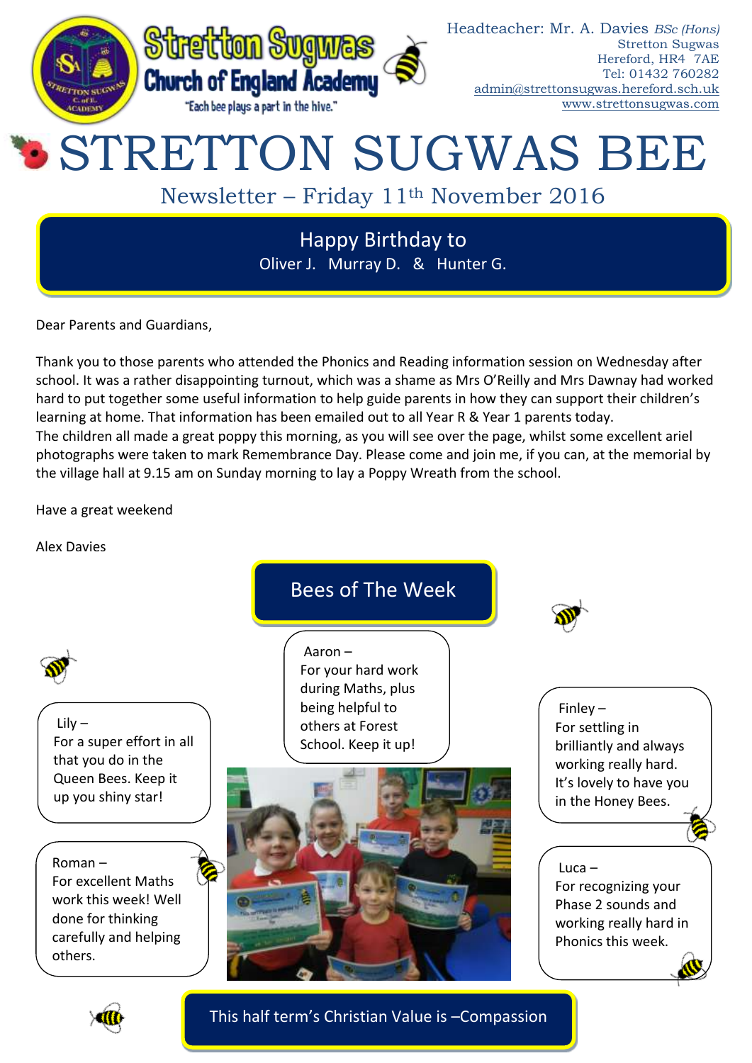Stretton Sugwas Church of England Academy

"Each bee plays a part in the hive."

Headteacher: Mr. A. Davies *BSc (Hons)*
Stretton Sugwas
Hereford, HR4 7AE
Tel: 01432 760282
admin@strettonsugwas.hereford.sch.uk
www.strettonsugwas.com

# STRETTON SUGWAS BEE

## Newsletter – Friday 11th November 2016

### Happy Birthday to

Oliver J. Murray D. & Hunter G.

Dear Parents and Guardians,

Thank you to those parents who attended the Phonics and Reading information session on Wednesday after school. It was a rather disappointing turnout, which was a shame as Mrs O'Reilly and Mrs Dawnay had worked hard to put together some useful information to help guide parents in how they can support their children's learning at home. That information has been emailed out to all Year R & Year 1 parents today.
The children all made a great poppy this morning, as you will see over the page, whilst some excellent ariel photographs were taken to mark Remembrance Day. Please come and join me, if you can, at the memorial by the village hall at 9.15 am on Sunday morning to lay a Poppy Wreath from the school.

Have a great weekend

Alex Davies

### Bees of The Week

Aaron – For your hard work during Maths, plus being helpful to others at Forest School. Keep it up!

Lily – For a super effort in all that you do in the Queen Bees. Keep it up you shiny star!

Finley – For settling in brilliantly and always working really hard. It's lovely to have you in the Honey Bees.

Roman – For excellent Maths work this week! Well done for thinking carefully and helping others.

Luca – For recognizing your Phase 2 sounds and working really hard in Phonics this week.

This half term's Christian Value is –Compassion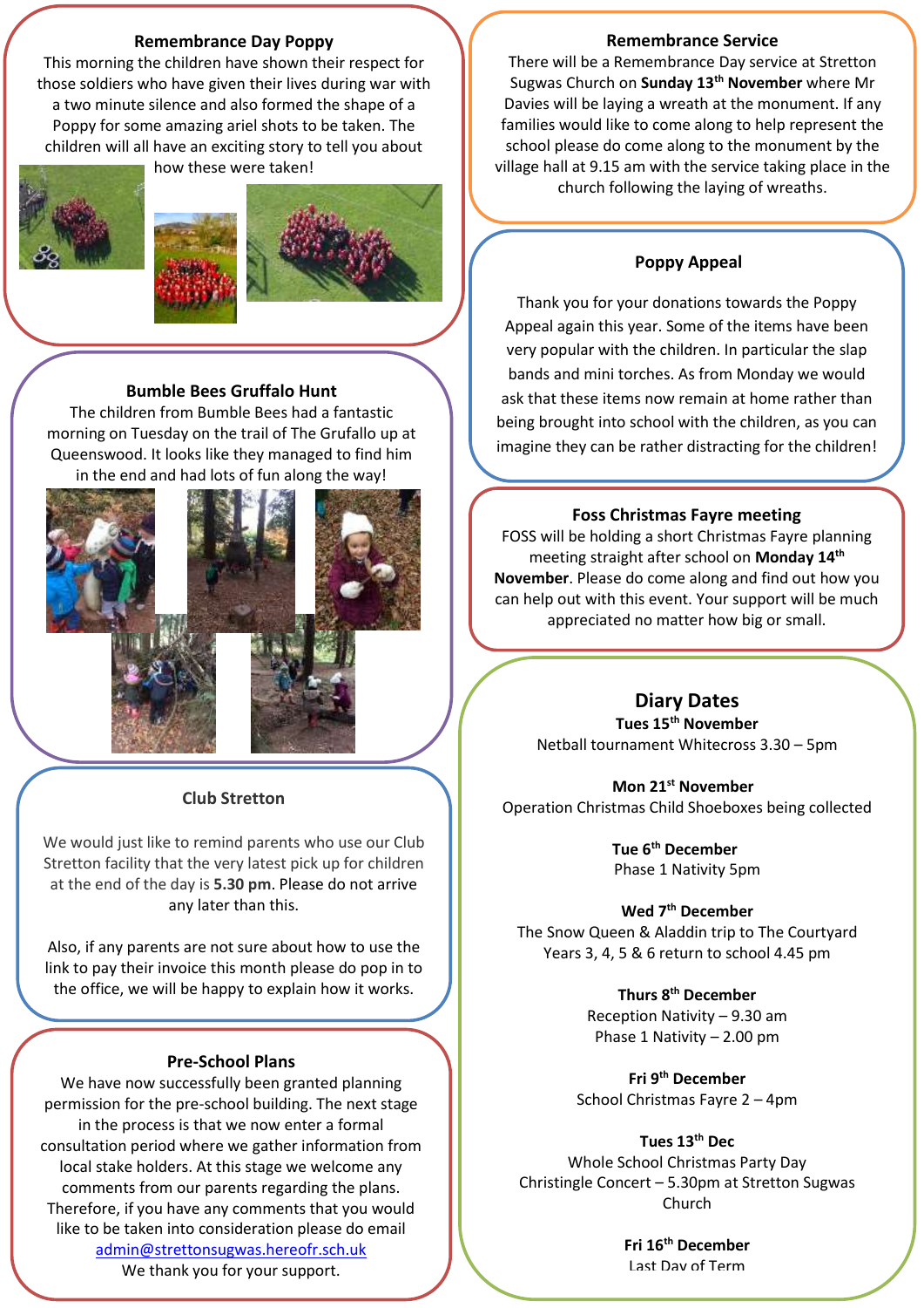## Remembrance Day Poppy

This morning the children have shown their respect for those soldiers who have given their lives during war with a two minute silence and also formed the shape of a Poppy for some amazing ariel shots to be taken. The children will all have an exciting story to tell you about how these were taken!

## Bumble Bees Gruffalo Hunt

The children from Bumble Bees had a fantastic morning on Tuesday on the trail of The Grufallo up at Queenswood. It looks like they managed to find him in the end and had lots of fun along the way!

## Club Stretton

We would just like to remind parents who use our Club Stretton facility that the very latest pick up for children at the end of the day is **5.30 pm**. Please do not arrive any later than this.

Also, if any parents are not sure about how to use the link to pay their invoice this month please do pop in to the office, we will be happy to explain how it works.

## Pre-School Plans

We have now successfully been granted planning permission for the pre-school building. The next stage in the process is that we now enter a formal consultation period where we gather information from local stake holders. At this stage we welcome any comments from our parents regarding the plans. Therefore, if you have any comments that you would like to be taken into consideration please do email admin@strettonsugwas.hereofr.sch.uk

We thank you for your support.

## Remembrance Service

There will be a Remembrance Day service at Stretton Sugwas Church on **Sunday 13th November** where Mr Davies will be laying a wreath at the monument. If any families would like to come along to help represent the school please do come along to the monument by the village hall at 9.15 am with the service taking place in the church following the laying of wreaths.

## Poppy Appeal

Thank you for your donations towards the Poppy Appeal again this year. Some of the items have been very popular with the children. In particular the slap bands and mini torches. As from Monday we would ask that these items now remain at home rather than being brought into school with the children, as you can imagine they can be rather distracting for the children!

## Foss Christmas Fayre meeting

FOSS will be holding a short Christmas Fayre planning meeting straight after school on **Monday 14th November**. Please do come along and find out how you can help out with this event. Your support will be much appreciated no matter how big or small.

## Diary Dates

**Tues 15th November**
Netball tournament Whitecross 3.30 – 5pm

**Mon 21st November**
Operation Christmas Child Shoeboxes being collected

**Tue 6th December**
Phase 1 Nativity 5pm

**Wed 7th December**
The Snow Queen & Aladdin trip to The Courtyard
Years 3, 4, 5 & 6 return to school 4.45 pm

**Thurs 8th December**
Reception Nativity – 9.30 am
Phase 1 Nativity – 2.00 pm

**Fri 9th December**
School Christmas Fayre 2 – 4pm

**Tues 13th Dec**
Whole School Christmas Party Day
Christingle Concert – 5.30pm at Stretton Sugwas Church

**Fri 16th December**
Last Day of Term